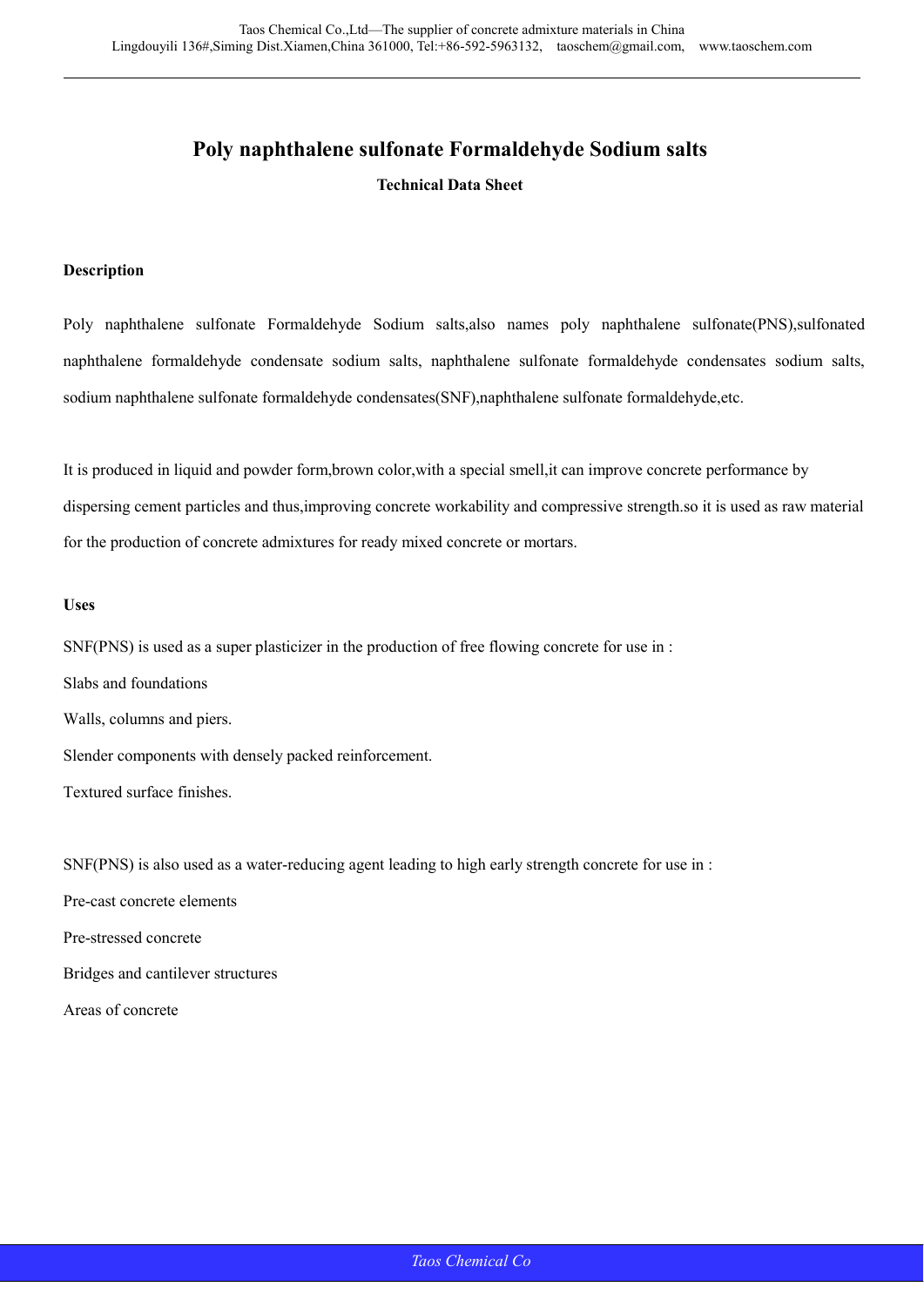# Poly naphthalene sulfonate Formaldehyde Sodium salts

**Technical Data Sheet**

### Description

Poly naphthalene sulfonate Formaldehyde Sodium salts,also names poly naphthalene sulfonate(PNS),sulfonated naphthalene formaldehyde condensate sodium salts, naphthalene sulfonate formaldehyde condensates sodium salts, sodium naphthalene sulfonate formaldehyde condensates(SNF),naphthalene sulfonate formaldehyde,etc.

It is produced in liquid and powder form,brown color,with a special smell,it can improve concrete performance by dispersing cement particles and thus,improving concrete workability and compressive strength.so it is used as raw material for the production of concrete admixtures for ready mixed concrete or mortars.

### Uses

SNF(PNS) is used as a super plasticizer in the production of free flowing concrete for use in :

Slabs and foundations

Walls, columns and piers.

Slender components with densely packed reinforcement.

Textured surface finishes.

SNF(PNS) is also used as a water-reducing agent leading to high early strength concrete for use in :

Pre-cast concrete elements

Pre-stressed concrete

Bridges and cantilever structures

Areas of concrete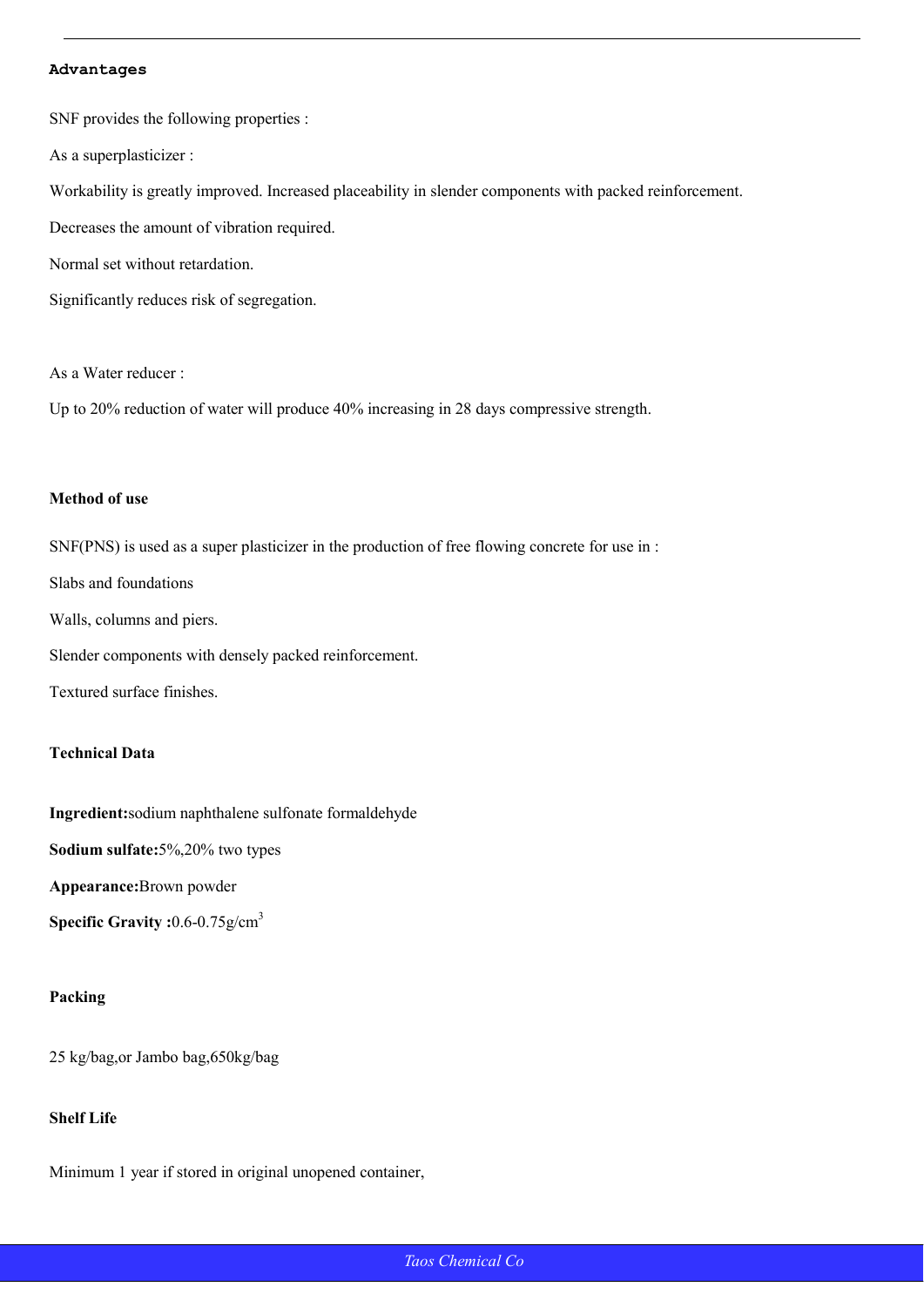**Advantages**

SNF provides the following properties :

As a superplasticizer :

Workability is greatly improved. Increased placeability in slender components with packed reinforcement.

Decreases the amount of vibration required.

Normal set without retardation.

Significantly reduces risk of segregation.

As a Water reducer :

Up to 20% reduction of water will produce 40% increasing in 28 days compressive strength.

**Method of use**

SNF(PNS) is used as a super plasticizer in the production of free flowing concrete for use in :

Slabs and foundations

Walls, columns and piers.

Slender components with densely packed reinforcement.

Textured surface finishes.

**Technical Data**

**Ingredient:**sodium naphthalene sulfonate formaldehyde

**Sodium sulfate:**5%,20% two types

**Appearance:**Brown powder

**Specific Gravity :**0.6-0.75g/$cm^3$

**Packing**

25 kg/bag,or Jambo bag,650kg/bag

**Shelf Life**

Minimum 1 year if stored in original unopened container,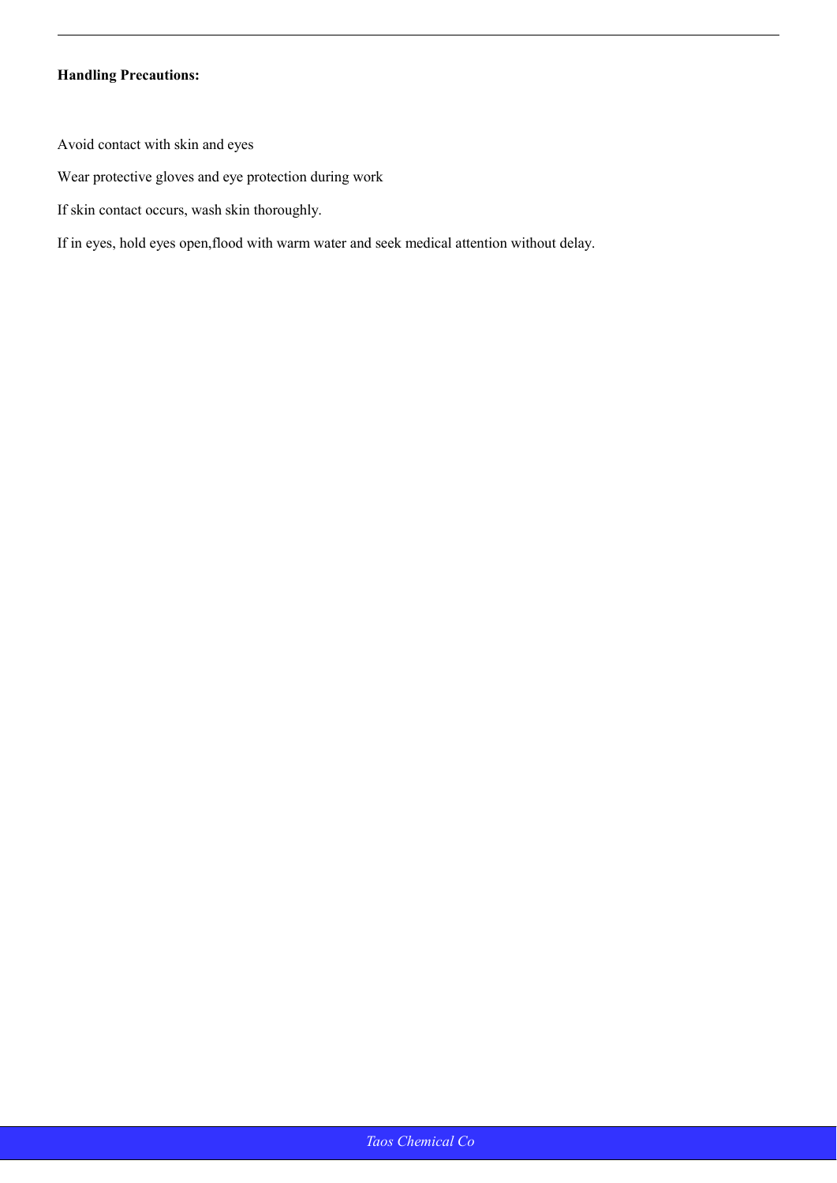**Handling Precautions:**

Avoid contact with skin and eyes

Wear protective gloves and eye protection during work

If skin contact occurs, wash skin thoroughly.

If in eyes, hold eyes open,flood with warm water and seek medical attention without delay.